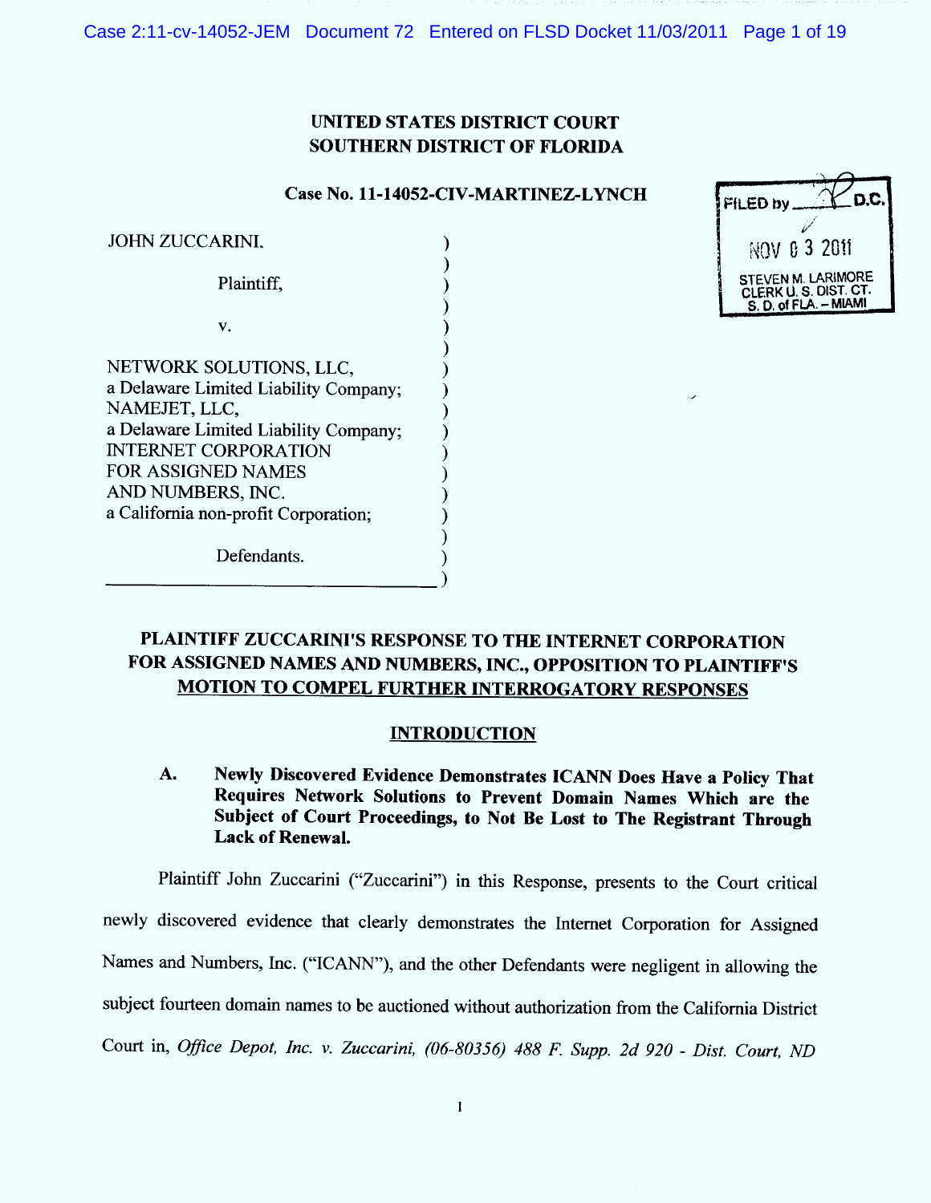UNITED STATES DISTRICT COURT
SOUTHERN DISTRICT OF FLORIDA

Case No. 11-14052-CIV-MARTINEZ-LYNCH

FILED by ___ D.C.
NOV 03 2011
STEVEN M. LARIMORE
CLERK U. S. DIST. CT.
S. D. of FLA. – MIAMI

JOHN ZUCCARINI,

Plaintiff,

v.

NETWORK SOLUTIONS, LLC,
a Delaware Limited Liability Company;
NAMEJET, LLC,
a Delaware Limited Liability Company;
INTERNET CORPORATION
FOR ASSIGNED NAMES
AND NUMBERS, INC.
a California non-profit Corporation;

Defendants.

## PLAINTIFF ZUCCARINI'S RESPONSE TO THE INTERNET CORPORATION FOR ASSIGNED NAMES AND NUMBERS, INC., OPPOSITION TO PLAINTIFF'S MOTION TO COMPEL FURTHER INTERROGATORY RESPONSES

## INTRODUCTION

### A. Newly Discovered Evidence Demonstrates ICANN Does Have a Policy That Requires Network Solutions to Prevent Domain Names Which are the Subject of Court Proceedings, to Not Be Lost to The Registrant Through Lack of Renewal.

Plaintiff John Zuccarini ("Zuccarini") in this Response, presents to the Court critical newly discovered evidence that clearly demonstrates the Internet Corporation for Assigned Names and Numbers, Inc. ("ICANN"), and the other Defendants were negligent in allowing the subject fourteen domain names to be auctioned without authorization from the California District Court in, *Office Depot, Inc. v. Zuccarini, (06-80356) 488 F. Supp. 2d 920 - Dist. Court, ND*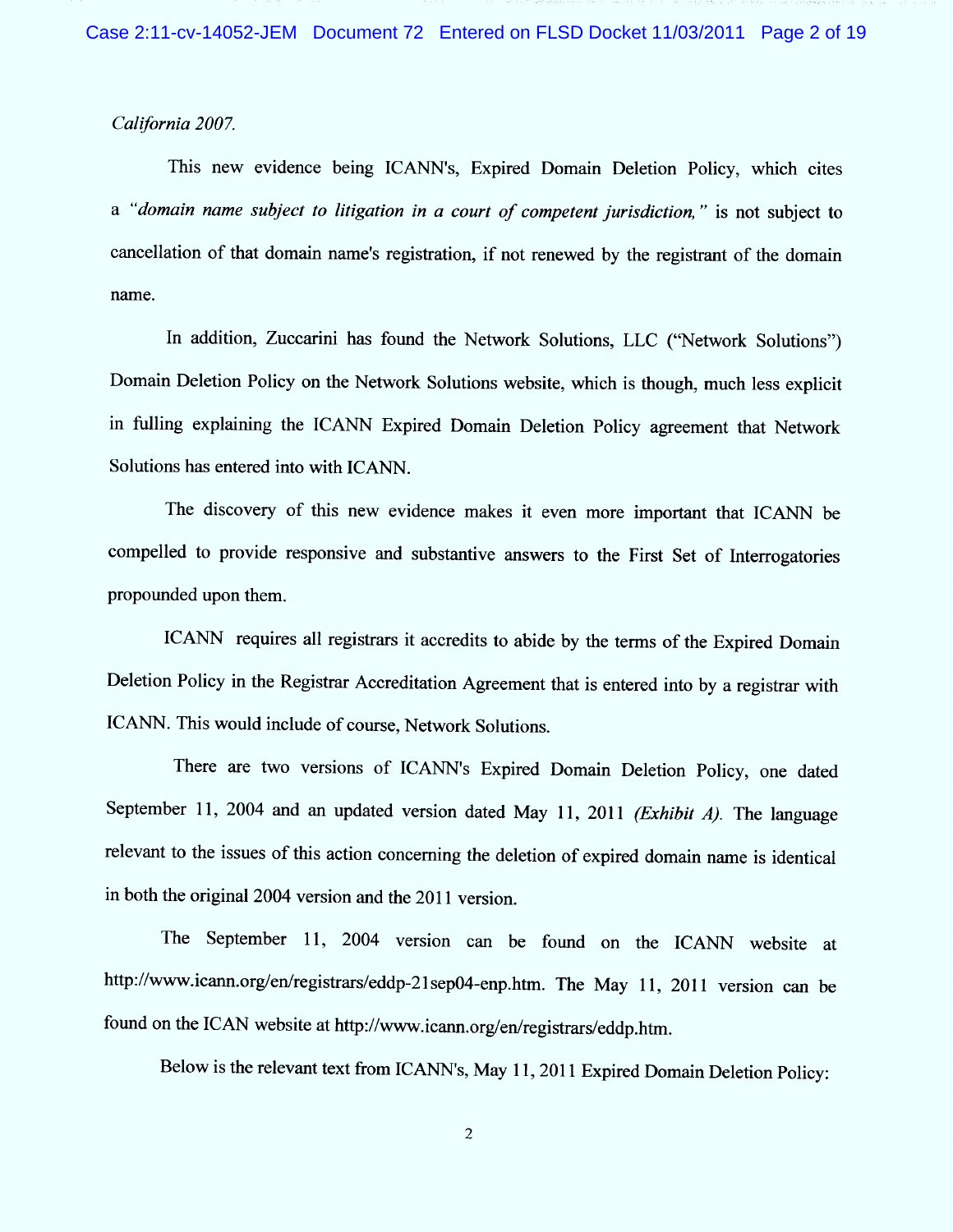*California 2007.*

This new evidence being ICANN's, Expired Domain Deletion Policy, which cites a *"domain name subject to litigation in a court of competent jurisdiction,"* is not subject to cancellation of that domain name's registration, if not renewed by the registrant of the domain name.

In addition, Zuccarini has found the Network Solutions, LLC ("Network Solutions") Domain Deletion Policy on the Network Solutions website, which is though, much less explicit in fulling explaining the ICANN Expired Domain Deletion Policy agreement that Network Solutions has entered into with ICANN.

The discovery of this new evidence makes it even more important that ICANN be compelled to provide responsive and substantive answers to the First Set of Interrogatories propounded upon them.

ICANN requires all registrars it accredits to abide by the terms of the Expired Domain Deletion Policy in the Registrar Accreditation Agreement that is entered into by a registrar with ICANN. This would include of course, Network Solutions.

There are two versions of ICANN's Expired Domain Deletion Policy, one dated September 11, 2004 and an updated version dated May 11, 2011 *(Exhibit A).* The language relevant to the issues of this action concerning the deletion of expired domain name is identical in both the original 2004 version and the 2011 version.

The September 11, 2004 version can be found on the ICANN website at http://www.icann.org/en/registrars/eddp-21sep04-enp.htm. The May 11, 2011 version can be found on the ICAN website at http://www.icann.org/en/registrars/eddp.htm.

Below is the relevant text from ICANN's, May 11, 2011 Expired Domain Deletion Policy: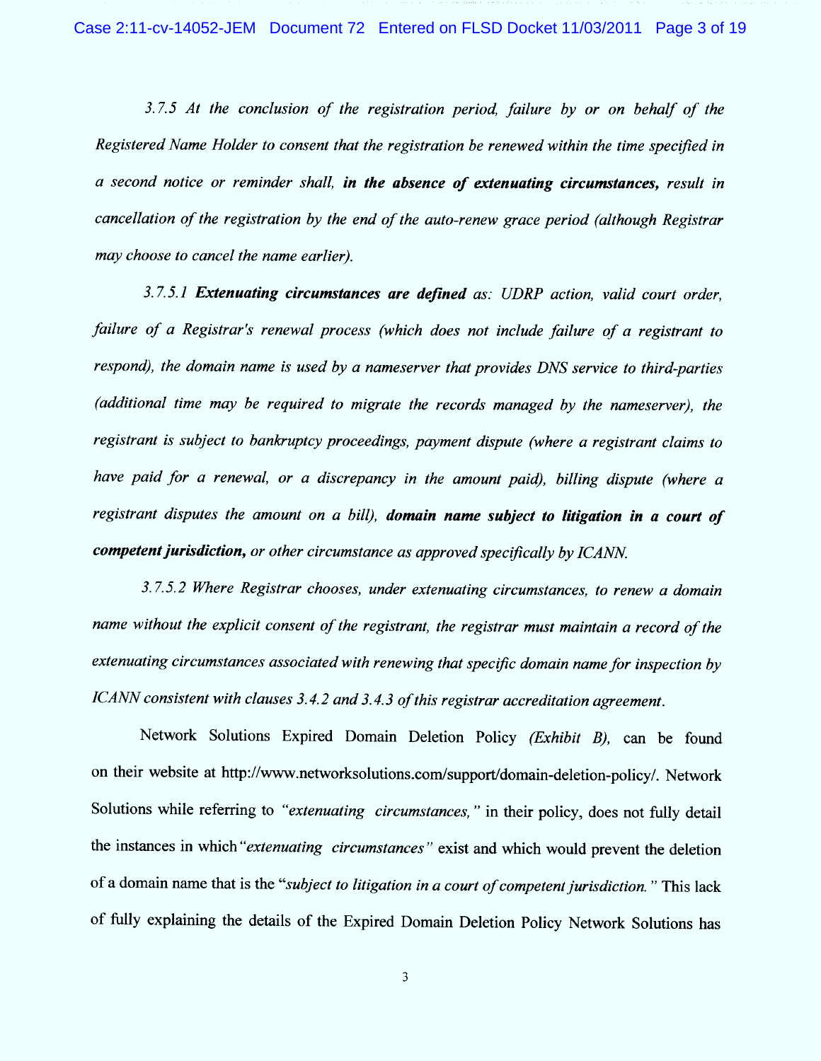*3.7.5 At the conclusion of the registration period, failure by or on behalf of the Registered Name Holder to consent that the registration be renewed within the time specified in a second notice or reminder shall,* ***in the absence of extenuating circumstances,*** *result in cancellation of the registration by the end of the auto-renew grace period (although Registrar may choose to cancel the name earlier).*

*3.7.5.1* ***Extenuating circumstances are defined*** *as: UDRP action, valid court order, failure of a Registrar's renewal process (which does not include failure of a registrant to respond), the domain name is used by a nameserver that provides DNS service to third-parties (additional time may be required to migrate the records managed by the nameserver), the registrant is subject to bankruptcy proceedings, payment dispute (where a registrant claims to have paid for a renewal, or a discrepancy in the amount paid), billing dispute (where a registrant disputes the amount on a bill),* ***domain name subject to litigation in a court of competent jurisdiction,*** *or other circumstance as approved specifically by ICANN.*

*3.7.5.2 Where Registrar chooses, under extenuating circumstances, to renew a domain name without the explicit consent of the registrant, the registrar must maintain a record of the extenuating circumstances associated with renewing that specific domain name for inspection by ICANN consistent with clauses 3.4.2 and 3.4.3 of this registrar accreditation agreement.*

Network Solutions Expired Domain Deletion Policy *(Exhibit B),* can be found on their website at http://www.networksolutions.com/support/domain-deletion-policy/. Network Solutions while referring to *"extenuating circumstances,"* in their policy, does not fully detail the instances in which *"extenuating circumstances"* exist and which would prevent the deletion of a domain name that is the *"subject to litigation in a court of competent jurisdiction."* This lack of fully explaining the details of the Expired Domain Deletion Policy Network Solutions has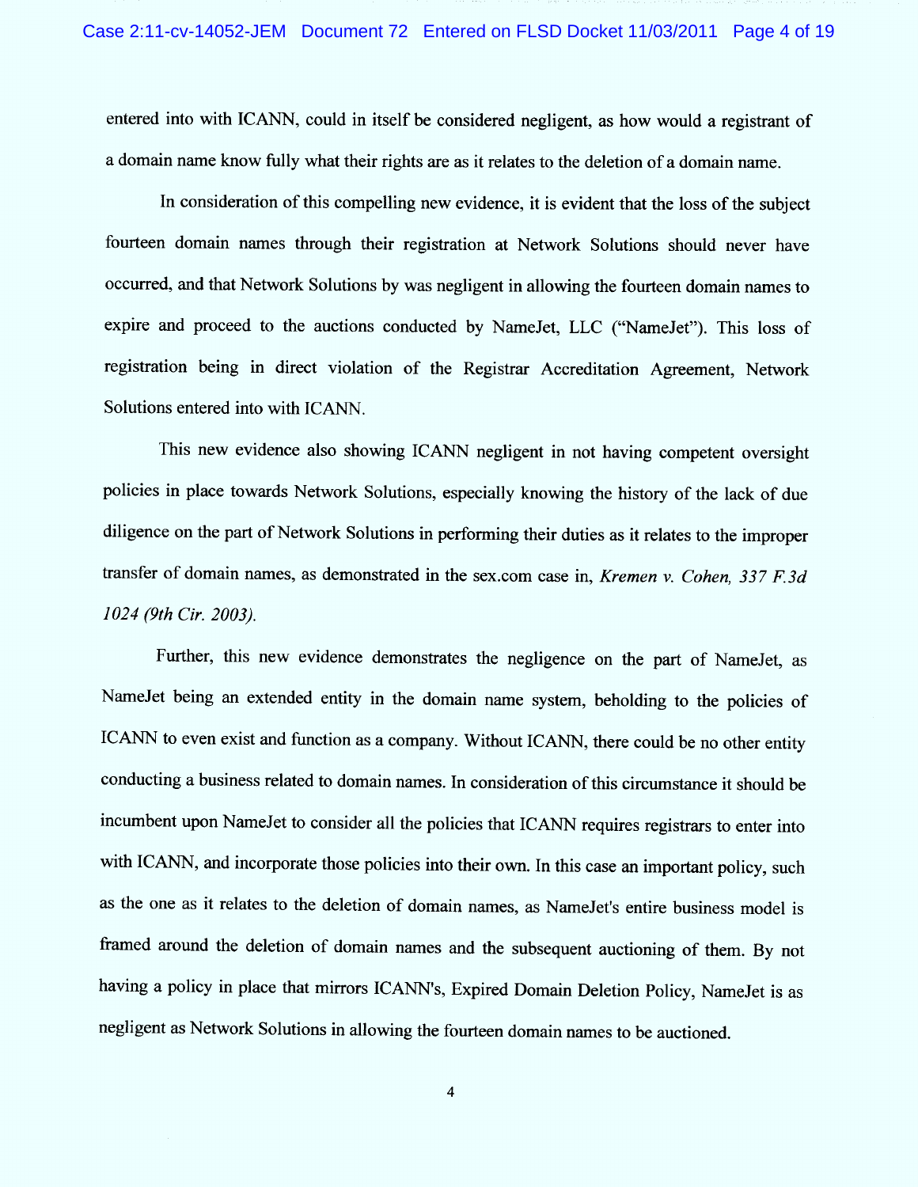entered into with ICANN, could in itself be considered negligent, as how would a registrant of a domain name know fully what their rights are as it relates to the deletion of a domain name.

In consideration of this compelling new evidence, it is evident that the loss of the subject fourteen domain names through their registration at Network Solutions should never have occurred, and that Network Solutions by was negligent in allowing the fourteen domain names to expire and proceed to the auctions conducted by NameJet, LLC ("NameJet"). This loss of registration being in direct violation of the Registrar Accreditation Agreement, Network Solutions entered into with ICANN.

This new evidence also showing ICANN negligent in not having competent oversight policies in place towards Network Solutions, especially knowing the history of the lack of due diligence on the part of Network Solutions in performing their duties as it relates to the improper transfer of domain names, as demonstrated in the sex.com case in, *Kremen v. Cohen, 337 F.3d 1024 (9th Cir. 2003).*

Further, this new evidence demonstrates the negligence on the part of NameJet, as NameJet being an extended entity in the domain name system, beholding to the policies of ICANN to even exist and function as a company. Without ICANN, there could be no other entity conducting a business related to domain names. In consideration of this circumstance it should be incumbent upon NameJet to consider all the policies that ICANN requires registrars to enter into with ICANN, and incorporate those policies into their own. In this case an important policy, such as the one as it relates to the deletion of domain names, as NameJet's entire business model is framed around the deletion of domain names and the subsequent auctioning of them. By not having a policy in place that mirrors ICANN's, Expired Domain Deletion Policy, NameJet is as negligent as Network Solutions in allowing the fourteen domain names to be auctioned.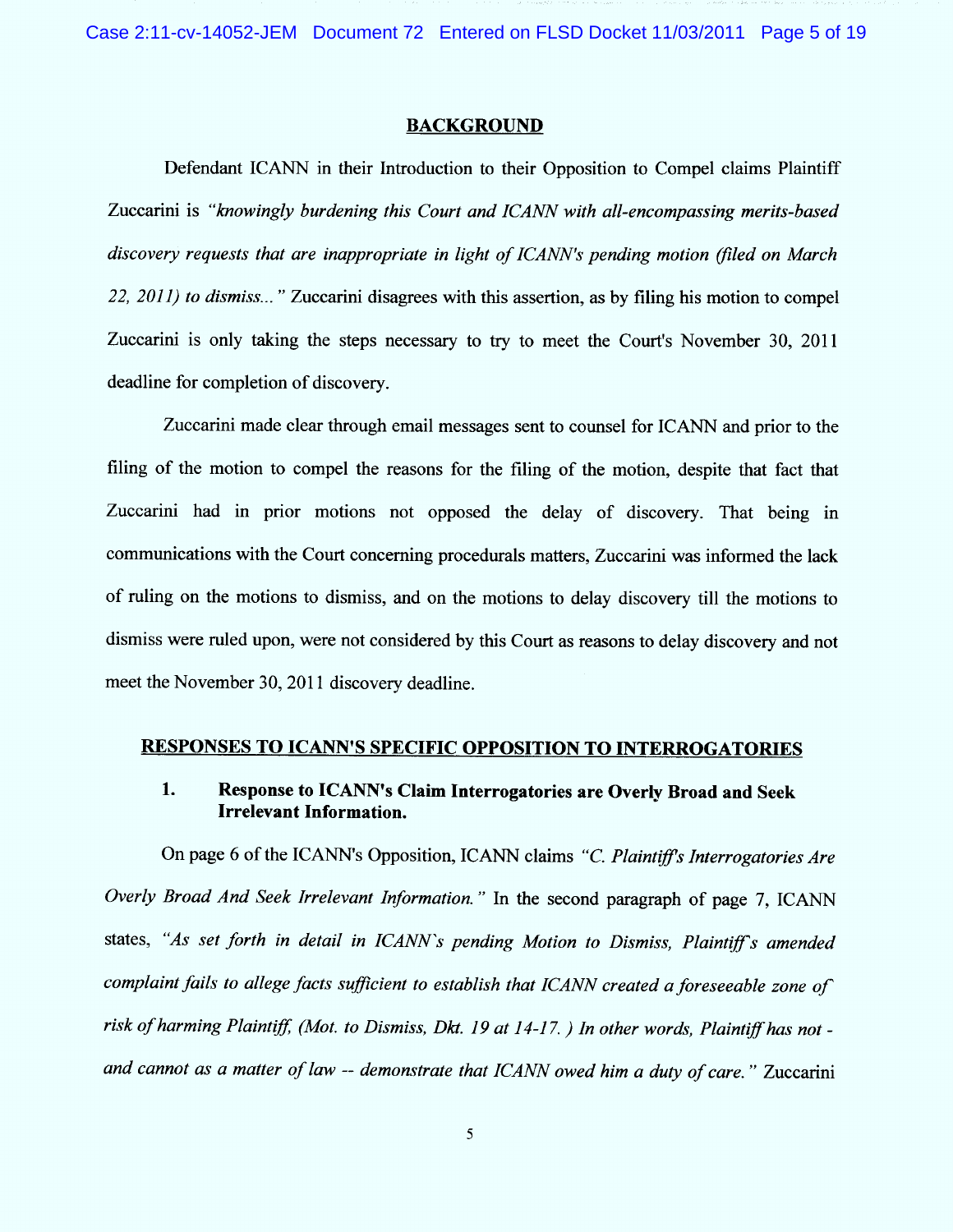## BACKGROUND

Defendant ICANN in their Introduction to their Opposition to Compel claims Plaintiff Zuccarini is *"knowingly burdening this Court and ICANN with all-encompassing merits-based discovery requests that are inappropriate in light of ICANN's pending motion (filed on March 22, 2011) to dismiss..."* Zuccarini disagrees with this assertion, as by filing his motion to compel Zuccarini is only taking the steps necessary to try to meet the Court's November 30, 2011 deadline for completion of discovery.

Zuccarini made clear through email messages sent to counsel for ICANN and prior to the filing of the motion to compel the reasons for the filing of the motion, despite that fact that Zuccarini had in prior motions not opposed the delay of discovery. That being in communications with the Court concerning procedurals matters, Zuccarini was informed the lack of ruling on the motions to dismiss, and on the motions to delay discovery till the motions to dismiss were ruled upon, were not considered by this Court as reasons to delay discovery and not meet the November 30, 2011 discovery deadline.

## RESPONSES TO ICANN'S SPECIFIC OPPOSITION TO INTERROGATORIES

### 1. Response to ICANN's Claim Interrogatories are Overly Broad and Seek Irrelevant Information.

On page 6 of the ICANN's Opposition, ICANN claims *"C. Plaintiff's Interrogatories Are Overly Broad And Seek Irrelevant Information."* In the second paragraph of page 7, ICANN states, *"As set forth in detail in ICANN's pending Motion to Dismiss, Plaintiff's amended complaint fails to allege facts sufficient to establish that ICANN created a foreseeable zone of risk of harming Plaintiff, (Mot. to Dismiss, Dkt. 19 at 14-17. ) In other words, Plaintiff has not - and cannot as a matter of law -- demonstrate that ICANN owed him a duty of care."* Zuccarini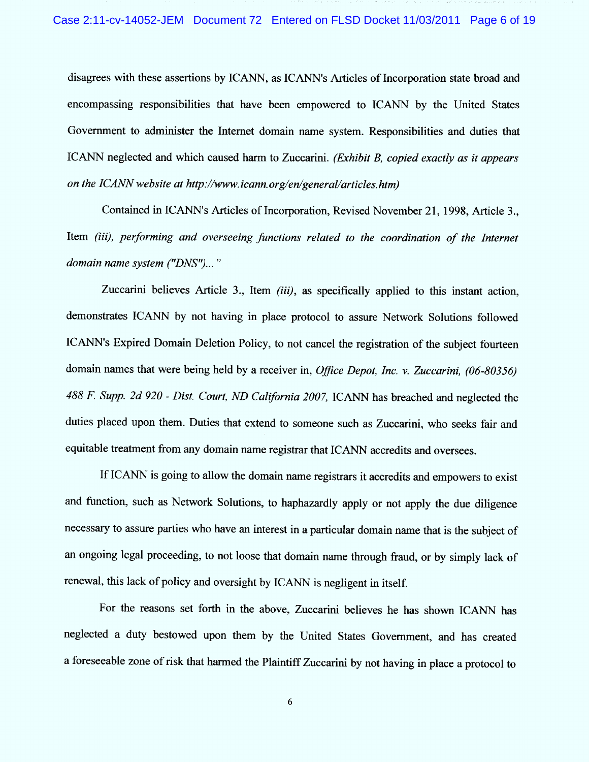disagrees with these assertions by ICANN, as ICANN's Articles of Incorporation state broad and encompassing responsibilities that have been empowered to ICANN by the United States Government to administer the Internet domain name system. Responsibilities and duties that ICANN neglected and which caused harm to Zuccarini. *(Exhibit B, copied exactly as it appears on the ICANN website at http://www.icann.org/en/general/articles.htm)*

Contained in ICANN's Articles of Incorporation, Revised November 21, 1998, Article 3., Item *(iii), performing and overseeing functions related to the coordination of the Internet domain name system ("DNS")..."*

Zuccarini believes Article 3., Item *(iii)*, as specifically applied to this instant action, demonstrates ICANN by not having in place protocol to assure Network Solutions followed ICANN's Expired Domain Deletion Policy, to not cancel the registration of the subject fourteen domain names that were being held by a receiver in, *Office Depot, Inc. v. Zuccarini, (06-80356) 488 F. Supp. 2d 920 - Dist. Court, ND California 2007,* ICANN has breached and neglected the duties placed upon them. Duties that extend to someone such as Zuccarini, who seeks fair and equitable treatment from any domain name registrar that ICANN accredits and oversees.

If ICANN is going to allow the domain name registrars it accredits and empowers to exist and function, such as Network Solutions, to haphazardly apply or not apply the due diligence necessary to assure parties who have an interest in a particular domain name that is the subject of an ongoing legal proceeding, to not loose that domain name through fraud, or by simply lack of renewal, this lack of policy and oversight by ICANN is negligent in itself.

For the reasons set forth in the above, Zuccarini believes he has shown ICANN has neglected a duty bestowed upon them by the United States Government, and has created a foreseeable zone of risk that harmed the Plaintiff Zuccarini by not having in place a protocol to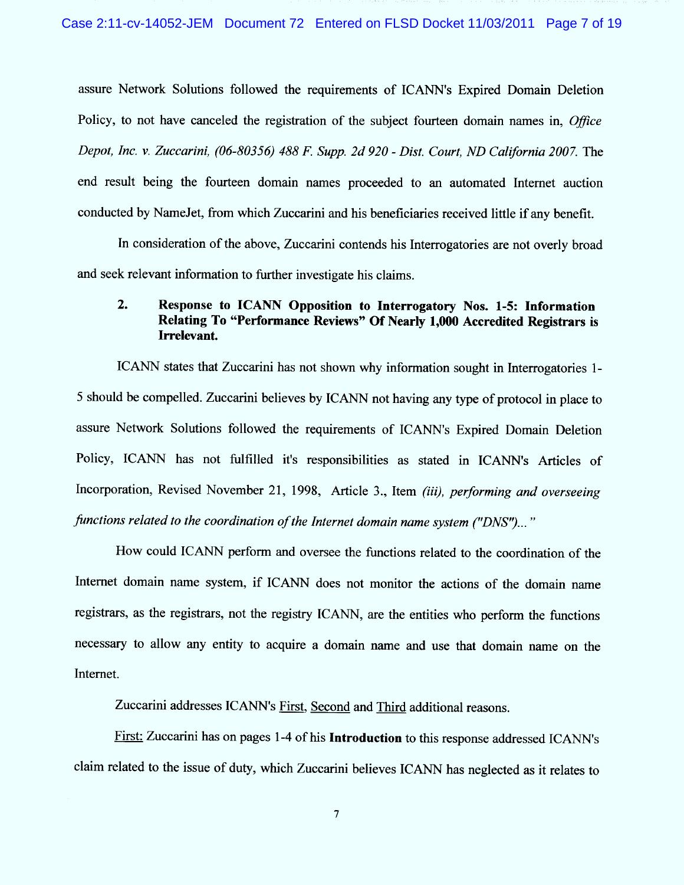assure Network Solutions followed the requirements of ICANN's Expired Domain Deletion Policy, to not have canceled the registration of the subject fourteen domain names in, *Office Depot, Inc. v. Zuccarini, (06-80356) 488 F. Supp. 2d 920 - Dist. Court, ND California 2007.* The end result being the fourteen domain names proceeded to an automated Internet auction conducted by NameJet, from which Zuccarini and his beneficiaries received little if any benefit.

In consideration of the above, Zuccarini contends his Interrogatories are not overly broad and seek relevant information to further investigate his claims.

**2. Response to ICANN Opposition to Interrogatory Nos. 1-5: Information Relating To "Performance Reviews" Of Nearly 1,000 Accredited Registrars is Irrelevant.**

ICANN states that Zuccarini has not shown why information sought in Interrogatories 1-5 should be compelled. Zuccarini believes by ICANN not having any type of protocol in place to assure Network Solutions followed the requirements of ICANN's Expired Domain Deletion Policy, ICANN has not fulfilled it's responsibilities as stated in ICANN's Articles of Incorporation, Revised November 21, 1998, Article 3., Item *(iii), performing and overseeing functions related to the coordination of the Internet domain name system ("DNS")..."*

How could ICANN perform and oversee the functions related to the coordination of the Internet domain name system, if ICANN does not monitor the actions of the domain name registrars, as the registrars, not the registry ICANN, are the entities who perform the functions necessary to allow any entity to acquire a domain name and use that domain name on the Internet.

Zuccarini addresses ICANN's <u>First</u>, <u>Second</u> and <u>Third</u> additional reasons.

<u>First:</u> Zuccarini has on pages 1-4 of his **Introduction** to this response addressed ICANN's claim related to the issue of duty, which Zuccarini believes ICANN has neglected as it relates to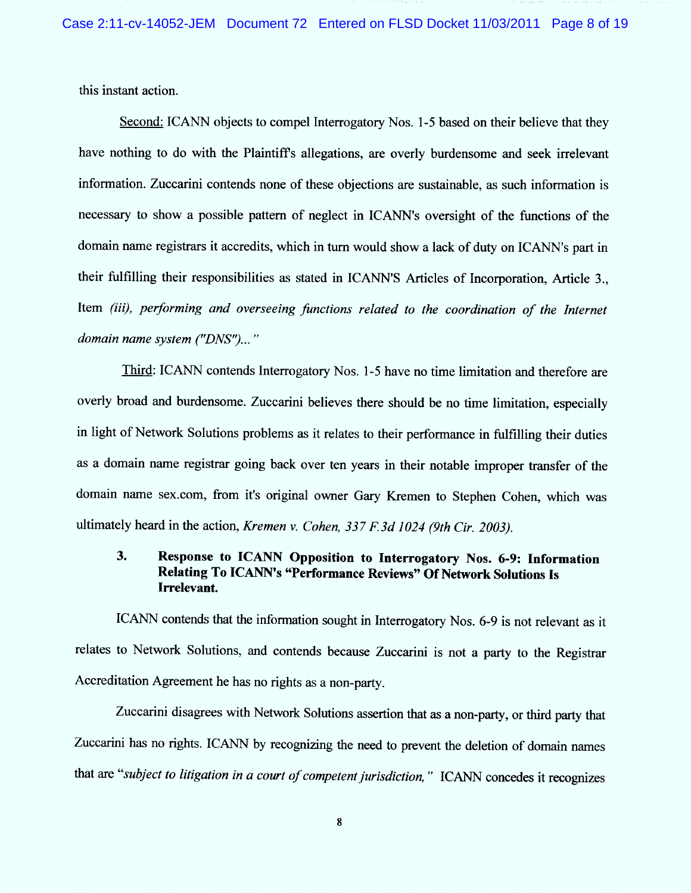this instant action.

<u>Second:</u> ICANN objects to compel Interrogatory Nos. 1-5 based on their believe that they have nothing to do with the Plaintiff's allegations, are overly burdensome and seek irrelevant information. Zuccarini contends none of these objections are sustainable, as such information is necessary to show a possible pattern of neglect in ICANN's oversight of the functions of the domain name registrars it accredits, which in turn would show a lack of duty on ICANN's part in their fulfilling their responsibilities as stated in ICANN'S Articles of Incorporation, Article 3., Item *(iii), performing and overseeing functions related to the coordination of the Internet domain name system ("DNS")..."*

<u>Third</u>: ICANN contends Interrogatory Nos. 1-5 have no time limitation and therefore are overly broad and burdensome. Zuccarini believes there should be no time limitation, especially in light of Network Solutions problems as it relates to their performance in fulfilling their duties as a domain name registrar going back over ten years in their notable improper transfer of the domain name sex.com, from it's original owner Gary Kremen to Stephen Cohen, which was ultimately heard in the action, *Kremen v. Cohen, 337 F.3d 1024 (9th Cir. 2003).*

### 3. Response to ICANN Opposition to Interrogatory Nos. 6-9: Information Relating To ICANN's "Performance Reviews" Of Network Solutions Is Irrelevant.

ICANN contends that the information sought in Interrogatory Nos. 6-9 is not relevant as it relates to Network Solutions, and contends because Zuccarini is not a party to the Registrar Accreditation Agreement he has no rights as a non-party.

Zuccarini disagrees with Network Solutions assertion that as a non-party, or third party that Zuccarini has no rights. ICANN by recognizing the need to prevent the deletion of domain names that are "*subject to litigation in a court of competent jurisdiction,"* ICANN concedes it recognizes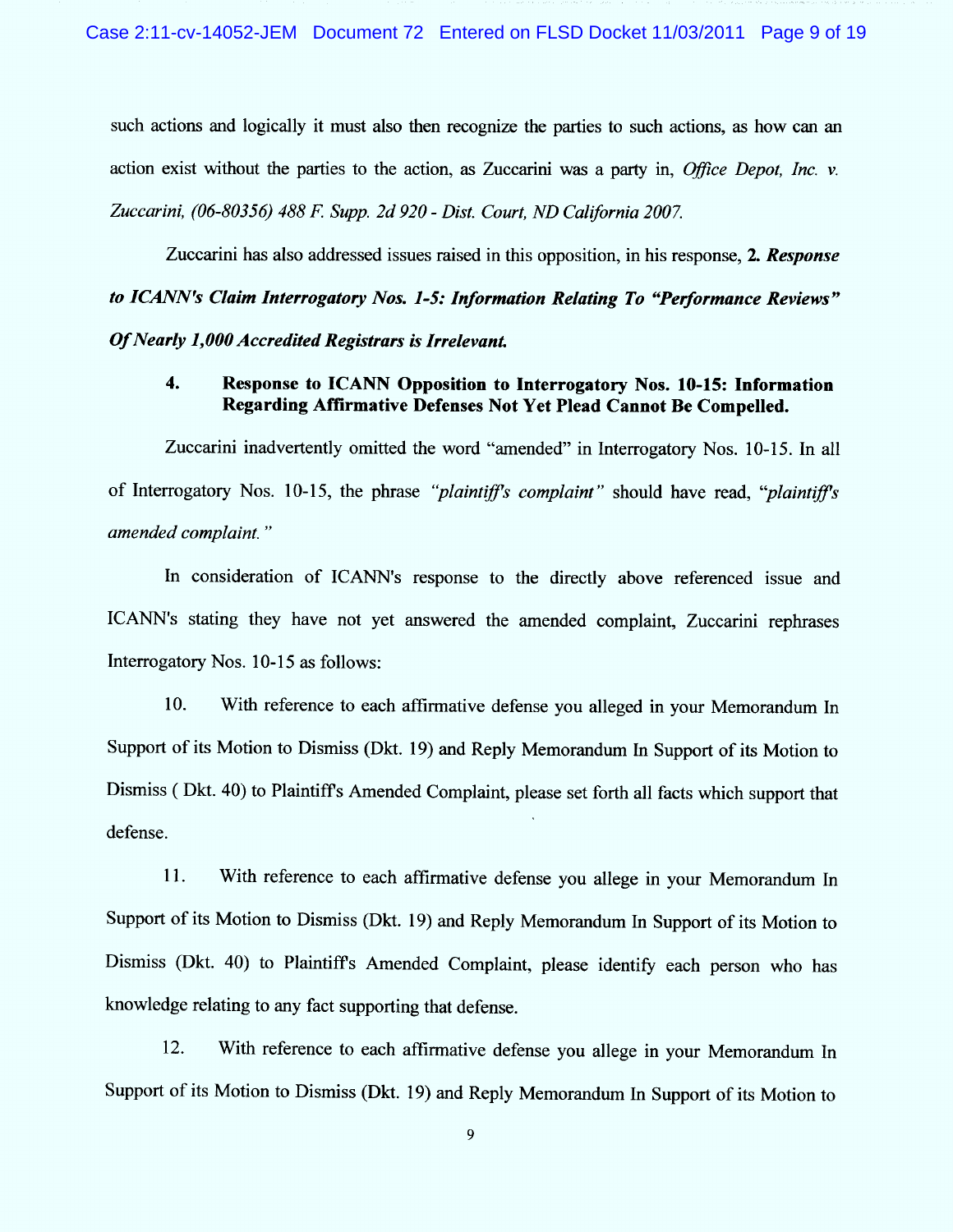such actions and logically it must also then recognize the parties to such actions, as how can an action exist without the parties to the action, as Zuccarini was a party in, *Office Depot, Inc. v. Zuccarini, (06-80356) 488 F. Supp. 2d 920 - Dist. Court, ND California 2007.*

Zuccarini has also addressed issues raised in this opposition, in his response, **2. *Response to ICANN's Claim Interrogatory Nos. 1-5: Information Relating To "Performance Reviews" Of Nearly 1,000 Accredited Registrars is Irrelevant.***

**4. Response to ICANN Opposition to Interrogatory Nos. 10-15: Information Regarding Affirmative Defenses Not Yet Plead Cannot Be Compelled.**

Zuccarini inadvertently omitted the word "amended" in Interrogatory Nos. 10-15. In all of Interrogatory Nos. 10-15, the phrase *"plaintiff's complaint"* should have read, *"plaintiff's amended complaint."*

In consideration of ICANN's response to the directly above referenced issue and ICANN's stating they have not yet answered the amended complaint, Zuccarini rephrases Interrogatory Nos. 10-15 as follows:

10. With reference to each affirmative defense you alleged in your Memorandum In Support of its Motion to Dismiss (Dkt. 19) and Reply Memorandum In Support of its Motion to Dismiss ( Dkt. 40) to Plaintiff's Amended Complaint, please set forth all facts which support that defense.

11. With reference to each affirmative defense you allege in your Memorandum In Support of its Motion to Dismiss (Dkt. 19) and Reply Memorandum In Support of its Motion to Dismiss (Dkt. 40) to Plaintiff's Amended Complaint, please identify each person who has knowledge relating to any fact supporting that defense.

12. With reference to each affirmative defense you allege in your Memorandum In Support of its Motion to Dismiss (Dkt. 19) and Reply Memorandum In Support of its Motion to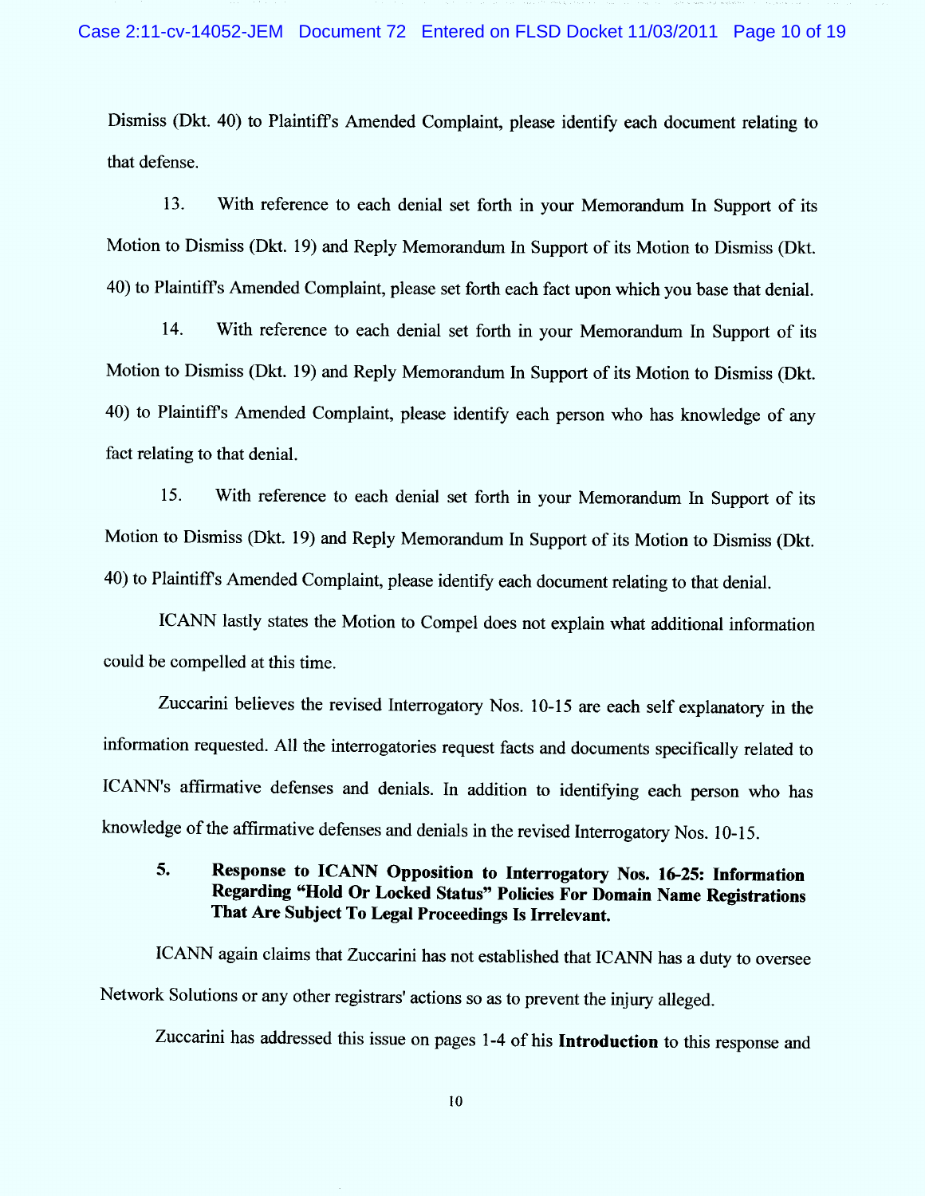Dismiss (Dkt. 40) to Plaintiff's Amended Complaint, please identify each document relating to that defense.

13. With reference to each denial set forth in your Memorandum In Support of its Motion to Dismiss (Dkt. 19) and Reply Memorandum In Support of its Motion to Dismiss (Dkt. 40) to Plaintiff's Amended Complaint, please set forth each fact upon which you base that denial.

14. With reference to each denial set forth in your Memorandum In Support of its Motion to Dismiss (Dkt. 19) and Reply Memorandum In Support of its Motion to Dismiss (Dkt. 40) to Plaintiff's Amended Complaint, please identify each person who has knowledge of any fact relating to that denial.

15. With reference to each denial set forth in your Memorandum In Support of its Motion to Dismiss (Dkt. 19) and Reply Memorandum In Support of its Motion to Dismiss (Dkt. 40) to Plaintiff's Amended Complaint, please identify each document relating to that denial.

ICANN lastly states the Motion to Compel does not explain what additional information could be compelled at this time.

Zuccarini believes the revised Interrogatory Nos. 10-15 are each self explanatory in the information requested. All the interrogatories request facts and documents specifically related to ICANN's affirmative defenses and denials. In addition to identifying each person who has knowledge of the affirmative defenses and denials in the revised Interrogatory Nos. 10-15.

**5. Response to ICANN Opposition to Interrogatory Nos. 16-25: Information Regarding "Hold Or Locked Status" Policies For Domain Name Registrations That Are Subject To Legal Proceedings Is Irrelevant.**

ICANN again claims that Zuccarini has not established that ICANN has a duty to oversee Network Solutions or any other registrars' actions so as to prevent the injury alleged.

Zuccarini has addressed this issue on pages 1-4 of his **Introduction** to this response and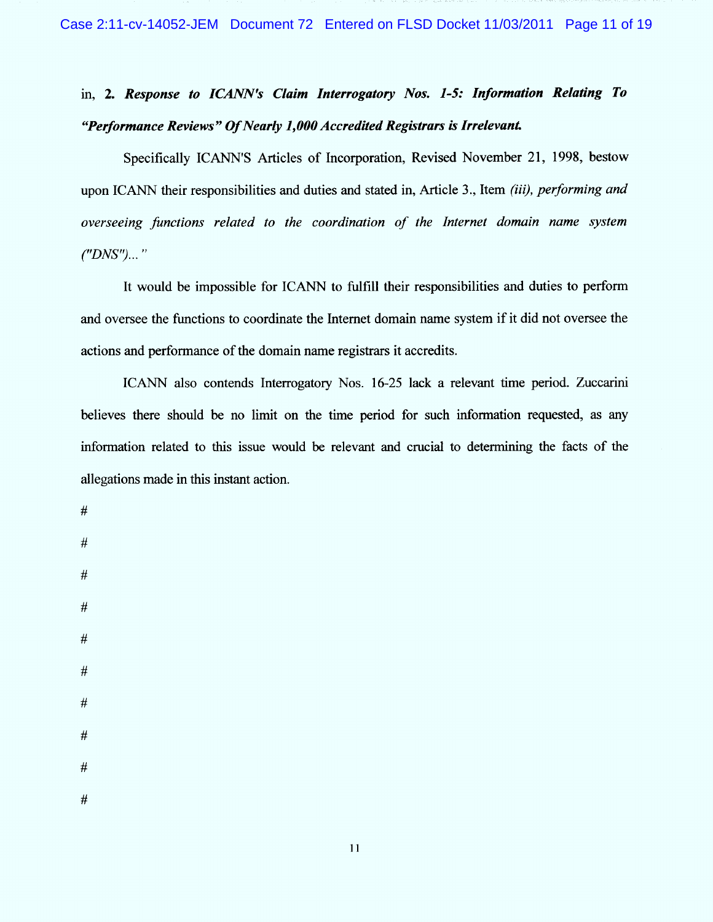in, **2. *Response to ICANN's Claim Interrogatory Nos. 1-5: Information Relating To "Performance Reviews" Of Nearly 1,000 Accredited Registrars is Irrelevant.***

Specifically ICANN'S Articles of Incorporation, Revised November 21, 1998, bestow upon ICANN their responsibilities and duties and stated in, Article 3., Item *(iii), performing and overseeing functions related to the coordination of the Internet domain name system ("DNS")..."*

It would be impossible for ICANN to fulfill their responsibilities and duties to perform and oversee the functions to coordinate the Internet domain name system if it did not oversee the actions and performance of the domain name registrars it accredits.

ICANN also contends Interrogatory Nos. 16-25 lack a relevant time period. Zuccarini believes there should be no limit on the time period for such information requested, as any information related to this issue would be relevant and crucial to determining the facts of the allegations made in this instant action.

#

#

#

#

#

#

#

#

#

#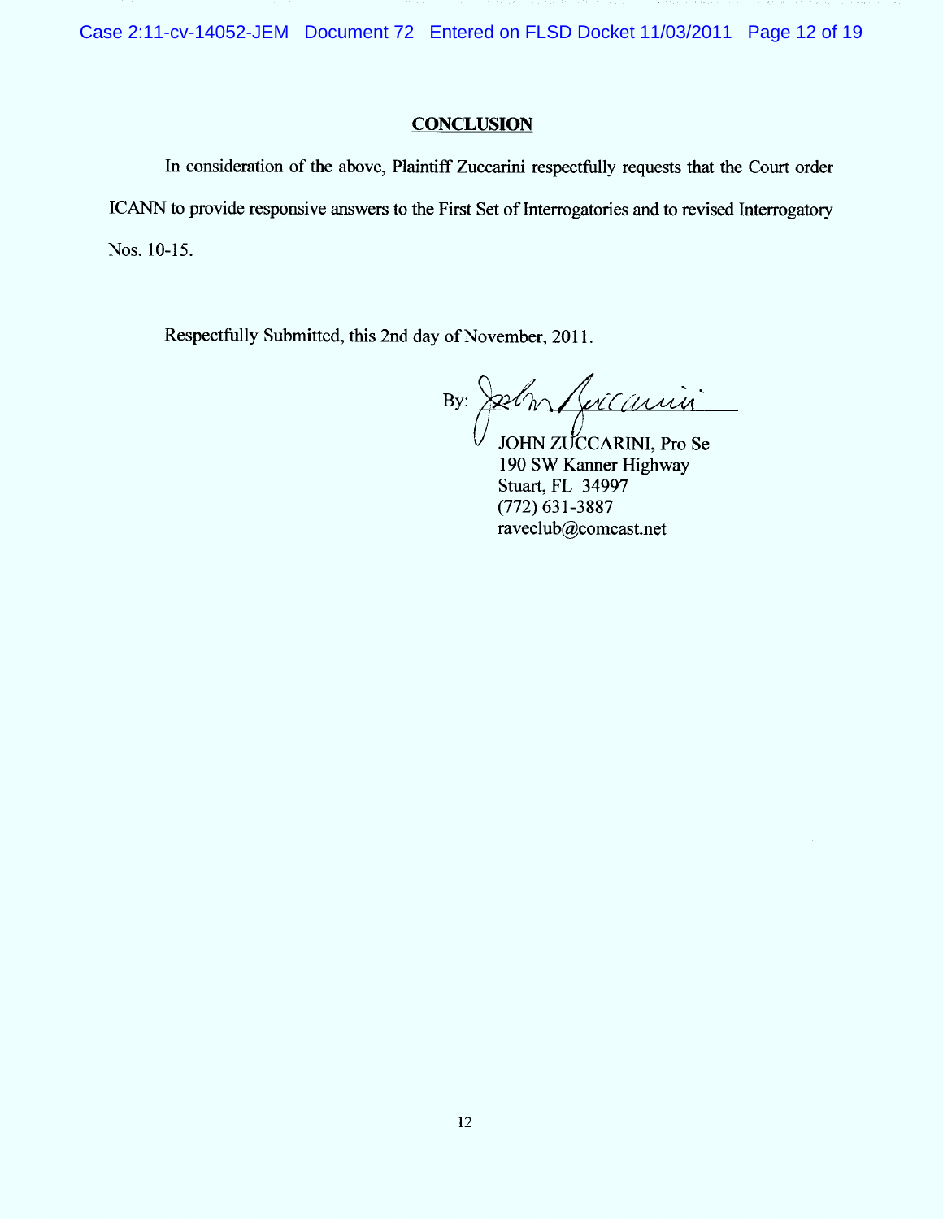## CONCLUSION

In consideration of the above, Plaintiff Zuccarini respectfully requests that the Court order ICANN to provide responsive answers to the First Set of Interrogatories and to revised Interrogatory Nos. 10-15.

Respectfully Submitted, this 2nd day of November, 2011.

By: ______________________

JOHN ZUCCARINI, Pro Se
190 SW Kanner Highway
Stuart, FL 34997
(772) 631-3887
raveclub@comcast.net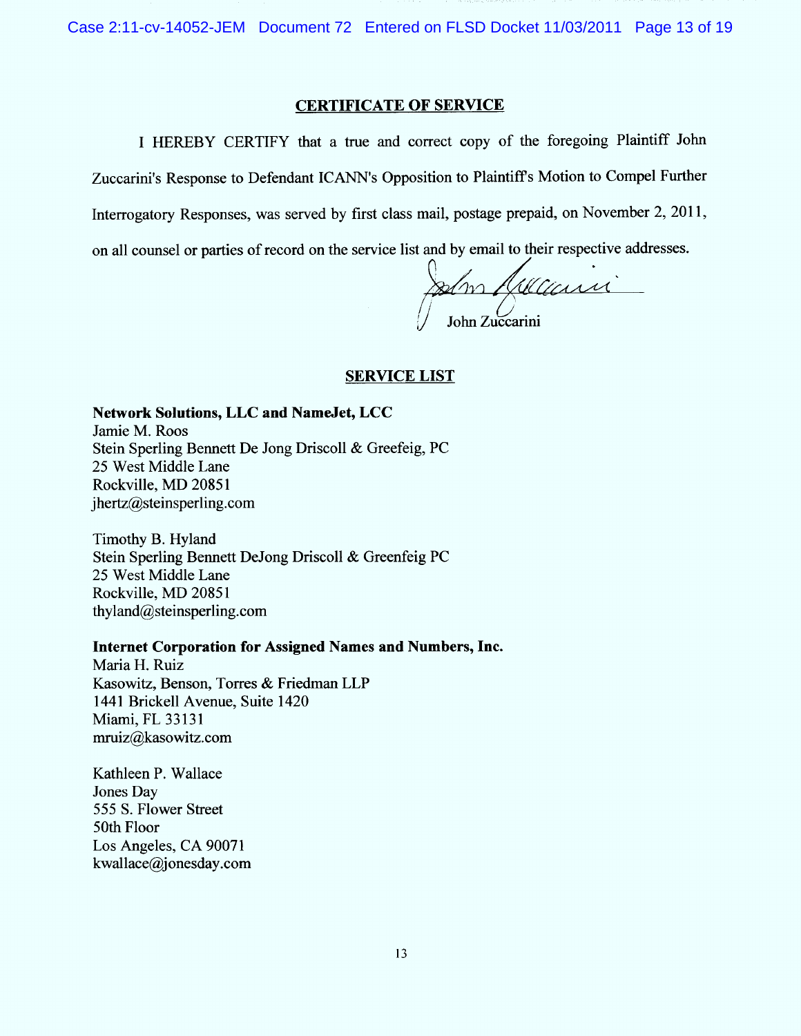## CERTIFICATE OF SERVICE

I HEREBY CERTIFY that a true and correct copy of the foregoing Plaintiff John Zuccarini's Response to Defendant ICANN's Opposition to Plaintiff's Motion to Compel Further Interrogatory Responses, was served by first class mail, postage prepaid, on November 2, 2011, on all counsel or parties of record on the service list and by email to their respective addresses.

John Zuccarini

## SERVICE LIST

**Network Solutions, LLC and NameJet, LCC**
Jamie M. Roos
Stein Sperling Bennett De Jong Driscoll & Greefeig, PC
25 West Middle Lane
Rockville, MD 20851
jhertz@steinsperling.com

Timothy B. Hyland
Stein Sperling Bennett DeJong Driscoll & Greenfeig PC
25 West Middle Lane
Rockville, MD 20851
thyland@steinsperling.com

**Internet Corporation for Assigned Names and Numbers, Inc.**
Maria H. Ruiz
Kasowitz, Benson, Torres & Friedman LLP
1441 Brickell Avenue, Suite 1420
Miami, FL 33131
mruiz@kasowitz.com

Kathleen P. Wallace
Jones Day
555 S. Flower Street
50th Floor
Los Angeles, CA 90071
kwallace@jonesday.com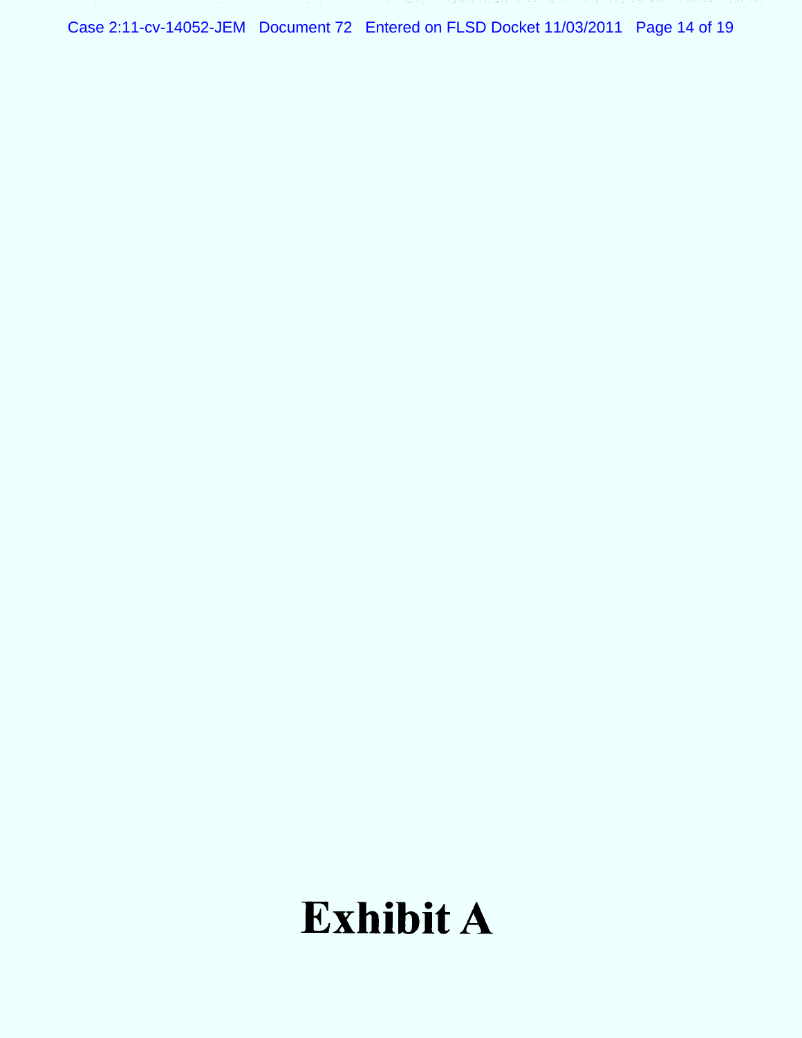# Exhibit A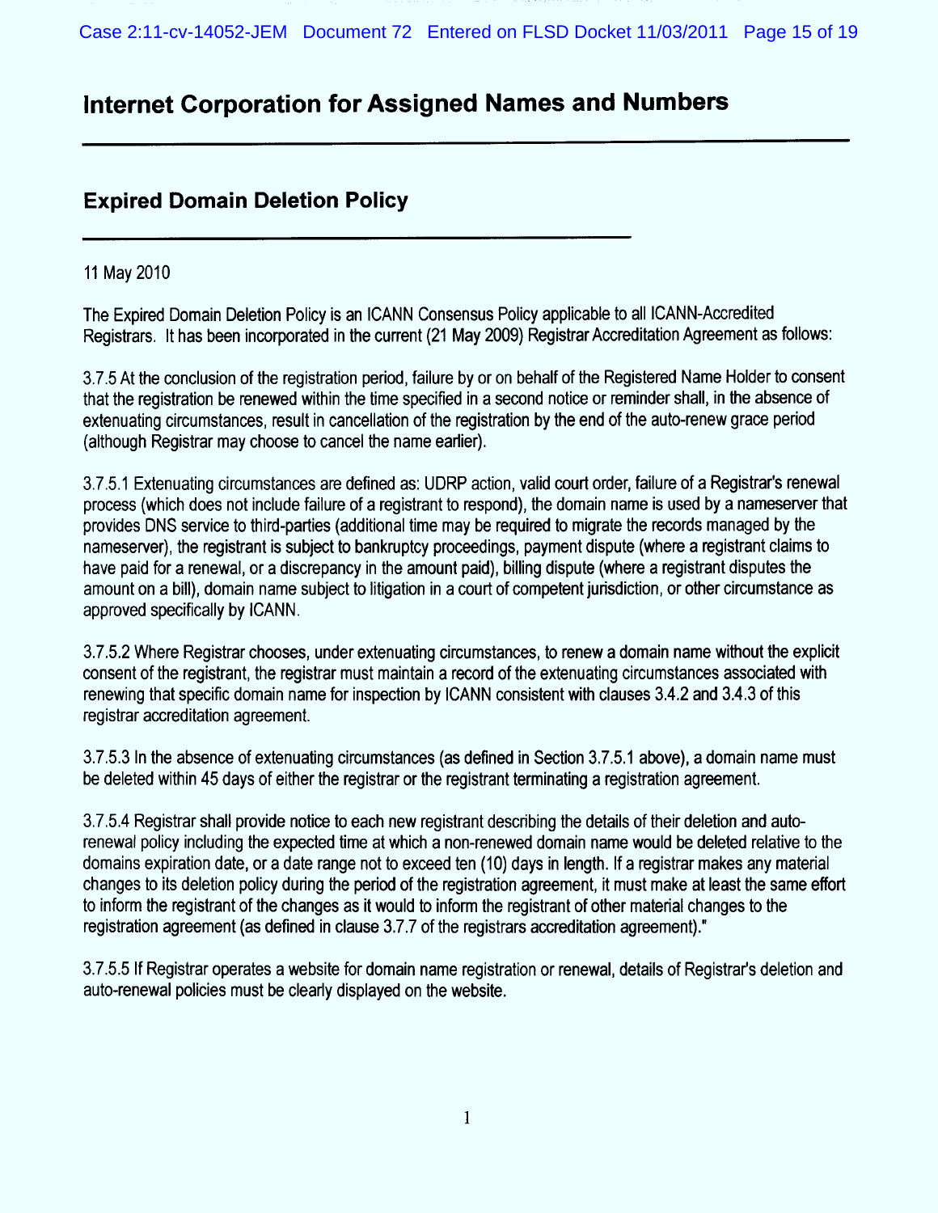# Internet Corporation for Assigned Names and Numbers

## Expired Domain Deletion Policy

11 May 2010

The Expired Domain Deletion Policy is an ICANN Consensus Policy applicable to all ICANN-Accredited Registrars. It has been incorporated in the current (21 May 2009) Registrar Accreditation Agreement as follows:

3.7.5 At the conclusion of the registration period, failure by or on behalf of the Registered Name Holder to consent that the registration be renewed within the time specified in a second notice or reminder shall, in the absence of extenuating circumstances, result in cancellation of the registration by the end of the auto-renew grace period (although Registrar may choose to cancel the name earlier).

3.7.5.1 Extenuating circumstances are defined as: UDRP action, valid court order, failure of a Registrar's renewal process (which does not include failure of a registrant to respond), the domain name is used by a nameserver that provides DNS service to third-parties (additional time may be required to migrate the records managed by the nameserver), the registrant is subject to bankruptcy proceedings, payment dispute (where a registrant claims to have paid for a renewal, or a discrepancy in the amount paid), billing dispute (where a registrant disputes the amount on a bill), domain name subject to litigation in a court of competent jurisdiction, or other circumstance as approved specifically by ICANN.

3.7.5.2 Where Registrar chooses, under extenuating circumstances, to renew a domain name without the explicit consent of the registrant, the registrar must maintain a record of the extenuating circumstances associated with renewing that specific domain name for inspection by ICANN consistent with clauses 3.4.2 and 3.4.3 of this registrar accreditation agreement.

3.7.5.3 In the absence of extenuating circumstances (as defined in Section 3.7.5.1 above), a domain name must be deleted within 45 days of either the registrar or the registrant terminating a registration agreement.

3.7.5.4 Registrar shall provide notice to each new registrant describing the details of their deletion and auto-renewal policy including the expected time at which a non-renewed domain name would be deleted relative to the domains expiration date, or a date range not to exceed ten (10) days in length. If a registrar makes any material changes to its deletion policy during the period of the registration agreement, it must make at least the same effort to inform the registrant of the changes as it would to inform the registrant of other material changes to the registration agreement (as defined in clause 3.7.7 of the registrars accreditation agreement)."

3.7.5.5 If Registrar operates a website for domain name registration or renewal, details of Registrar's deletion and auto-renewal policies must be clearly displayed on the website.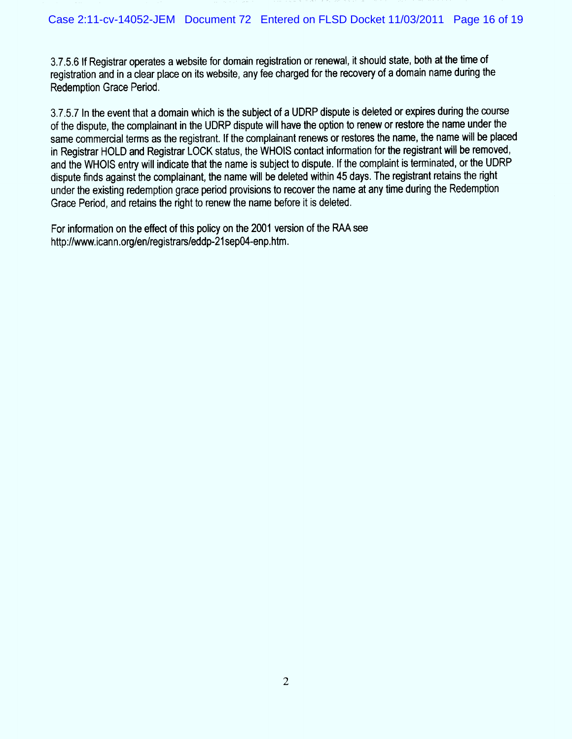3.7.5.6 If Registrar operates a website for domain registration or renewal, it should state, both at the time of registration and in a clear place on its website, any fee charged for the recovery of a domain name during the Redemption Grace Period.

3.7.5.7 In the event that a domain which is the subject of a UDRP dispute is deleted or expires during the course of the dispute, the complainant in the UDRP dispute will have the option to renew or restore the name under the same commercial terms as the registrant. If the complainant renews or restores the name, the name will be placed in Registrar HOLD and Registrar LOCK status, the WHOIS contact information for the registrant will be removed, and the WHOIS entry will indicate that the name is subject to dispute. If the complaint is terminated, or the UDRP dispute finds against the complainant, the name will be deleted within 45 days. The registrant retains the right under the existing redemption grace period provisions to recover the name at any time during the Redemption Grace Period, and retains the right to renew the name before it is deleted.

For information on the effect of this policy on the 2001 version of the RAA see http://www.icann.org/en/registrars/eddp-21sep04-enp.htm.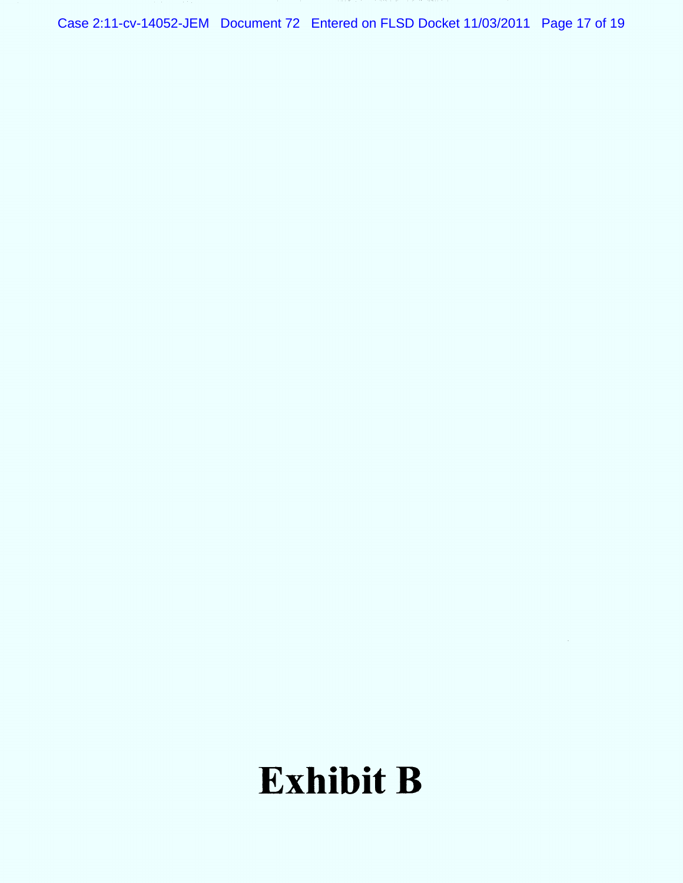# Exhibit B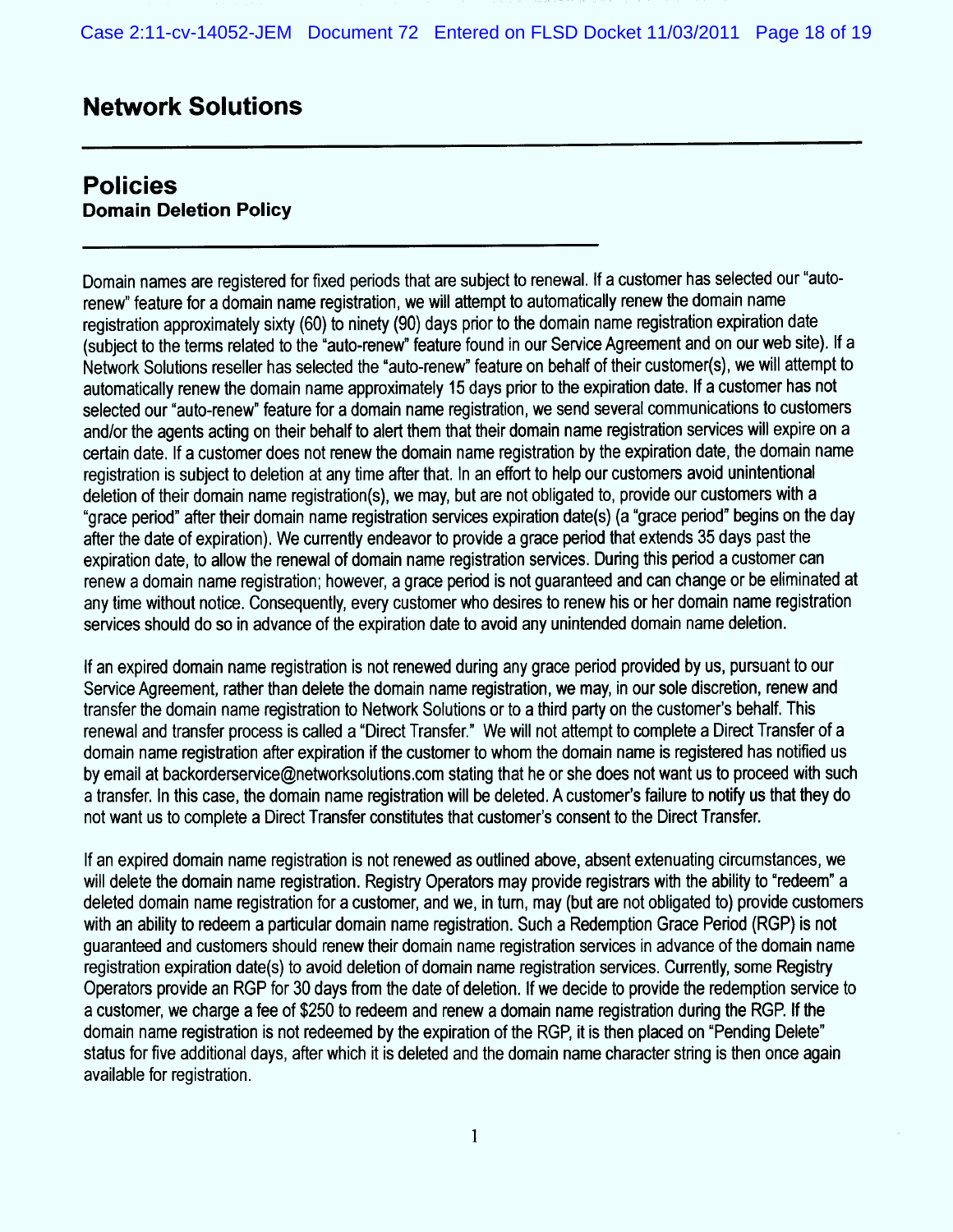# Network Solutions

## Policies

### Domain Deletion Policy

Domain names are registered for fixed periods that are subject to renewal. If a customer has selected our "auto-renew" feature for a domain name registration, we will attempt to automatically renew the domain name registration approximately sixty (60) to ninety (90) days prior to the domain name registration expiration date (subject to the terms related to the "auto-renew" feature found in our Service Agreement and on our web site). If a Network Solutions reseller has selected the "auto-renew" feature on behalf of their customer(s), we will attempt to automatically renew the domain name approximately 15 days prior to the expiration date. If a customer has not selected our "auto-renew" feature for a domain name registration, we send several communications to customers and/or the agents acting on their behalf to alert them that their domain name registration services will expire on a certain date. If a customer does not renew the domain name registration by the expiration date, the domain name registration is subject to deletion at any time after that. In an effort to help our customers avoid unintentional deletion of their domain name registration(s), we may, but are not obligated to, provide our customers with a "grace period" after their domain name registration services expiration date(s) (a "grace period" begins on the day after the date of expiration). We currently endeavor to provide a grace period that extends 35 days past the expiration date, to allow the renewal of domain name registration services. During this period a customer can renew a domain name registration; however, a grace period is not guaranteed and can change or be eliminated at any time without notice. Consequently, every customer who desires to renew his or her domain name registration services should do so in advance of the expiration date to avoid any unintended domain name deletion.

If an expired domain name registration is not renewed during any grace period provided by us, pursuant to our Service Agreement, rather than delete the domain name registration, we may, in our sole discretion, renew and transfer the domain name registration to Network Solutions or to a third party on the customer's behalf. This renewal and transfer process is called a "Direct Transfer." We will not attempt to complete a Direct Transfer of a domain name registration after expiration if the customer to whom the domain name is registered has notified us by email at backorderservice@networksolutions.com stating that he or she does not want us to proceed with such a transfer. In this case, the domain name registration will be deleted. A customer's failure to notify us that they do not want us to complete a Direct Transfer constitutes that customer's consent to the Direct Transfer.

If an expired domain name registration is not renewed as outlined above, absent extenuating circumstances, we will delete the domain name registration. Registry Operators may provide registrars with the ability to "redeem" a deleted domain name registration for a customer, and we, in turn, may (but are not obligated to) provide customers with an ability to redeem a particular domain name registration. Such a Redemption Grace Period (RGP) is not guaranteed and customers should renew their domain name registration services in advance of the domain name registration expiration date(s) to avoid deletion of domain name registration services. Currently, some Registry Operators provide an RGP for 30 days from the date of deletion. If we decide to provide the redemption service to a customer, we charge a fee of $250 to redeem and renew a domain name registration during the RGP. If the domain name registration is not redeemed by the expiration of the RGP, it is then placed on "Pending Delete" status for five additional days, after which it is deleted and the domain name character string is then once again available for registration.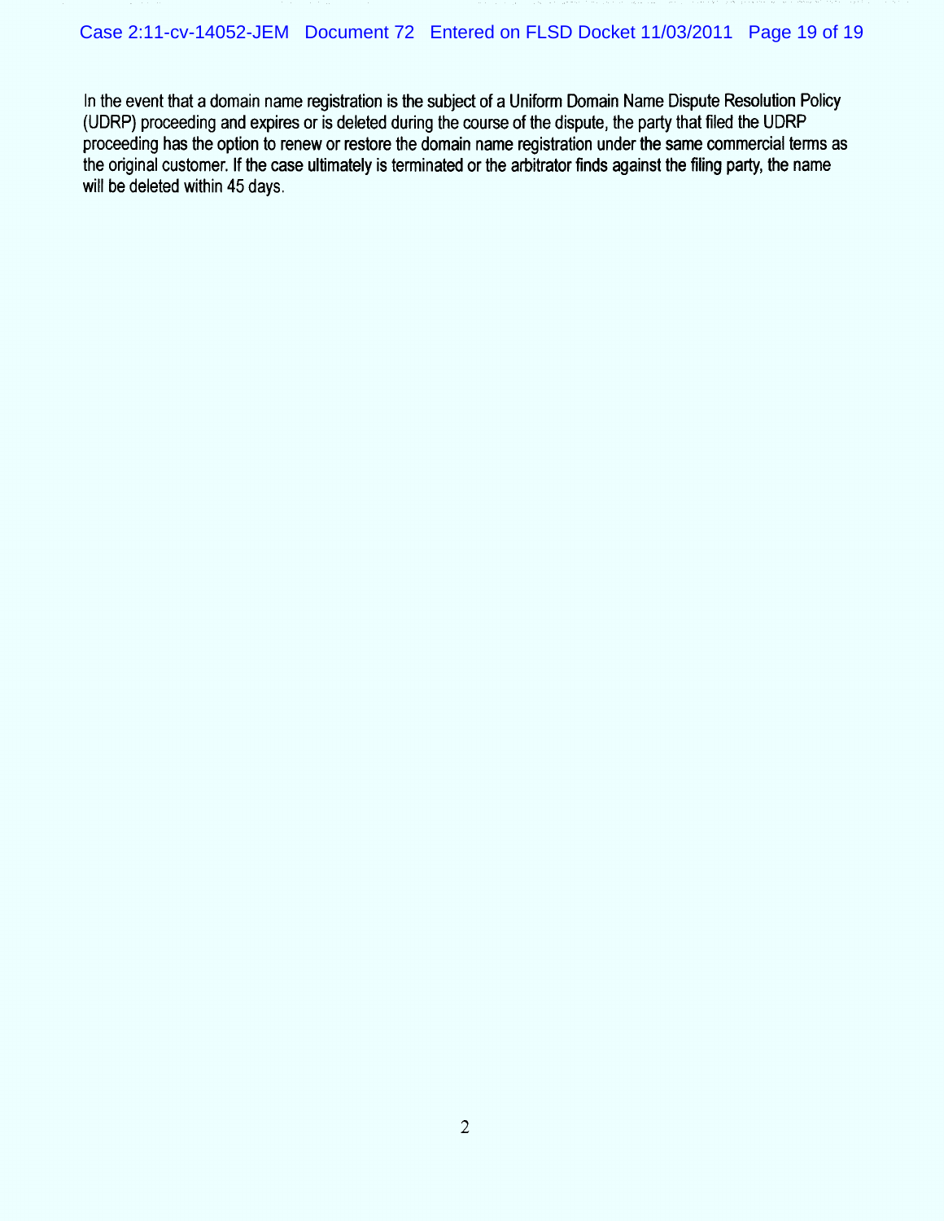In the event that a domain name registration is the subject of a Uniform Domain Name Dispute Resolution Policy (UDRP) proceeding and expires or is deleted during the course of the dispute, the party that filed the UDRP proceeding has the option to renew or restore the domain name registration under the same commercial terms as the original customer. If the case ultimately is terminated or the arbitrator finds against the filing party, the name will be deleted within 45 days.